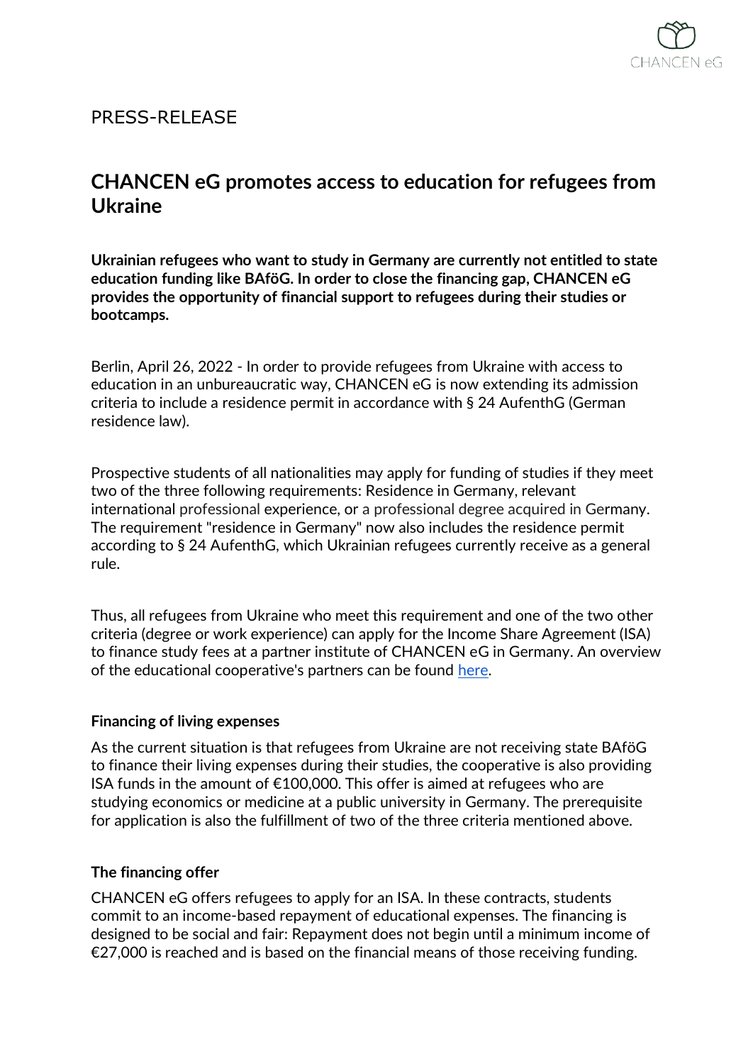PRESS-RELEASE

# CHANCEN eG promotes access to education for refugees from Ukraine

**Ukrainian refugees who want to study in Germany are currently not entitled to state education funding like BAföG. In order to close the financing gap, CHANCEN eG provides the opportunity of financial support to refugees during their studies or bootcamps.**

Berlin, April 26, 2022 - In order to provide refugees from Ukraine with access to education in an unbureaucratic way, CHANCEN eG is now extending its admission criteria to include a residence permit in accordance with § 24 AufenthG (German residence law).

Prospective students of all nationalities may apply for funding of studies if they meet two of the three following requirements: Residence in Germany, relevant international professional experience, or a professional degree acquired in Germany. The requirement "residence in Germany" now also includes the residence permit according to § 24 AufenthG, which Ukrainian refugees currently receive as a general rule.

Thus, all refugees from Ukraine who meet this requirement and one of the two other criteria (degree or work experience) can apply for the Income Share Agreement (ISA) to finance study fees at a partner institute of CHANCEN eG in Germany. An overview of the educational cooperative's partners can be found [here](#).

## Financing of living expenses

As the current situation is that refugees from Ukraine are not receiving state BAföG to finance their living expenses during their studies, the cooperative is also providing ISA funds in the amount of €100,000. This offer is aimed at refugees who are studying economics or medicine at a public university in Germany. The prerequisite for application is also the fulfillment of two of the three criteria mentioned above.

## The financing offer

CHANCEN eG offers refugees to apply for an ISA. In these contracts, students commit to an income-based repayment of educational expenses. The financing is designed to be social and fair: Repayment does not begin until a minimum income of €27,000 is reached and is based on the financial means of those receiving funding.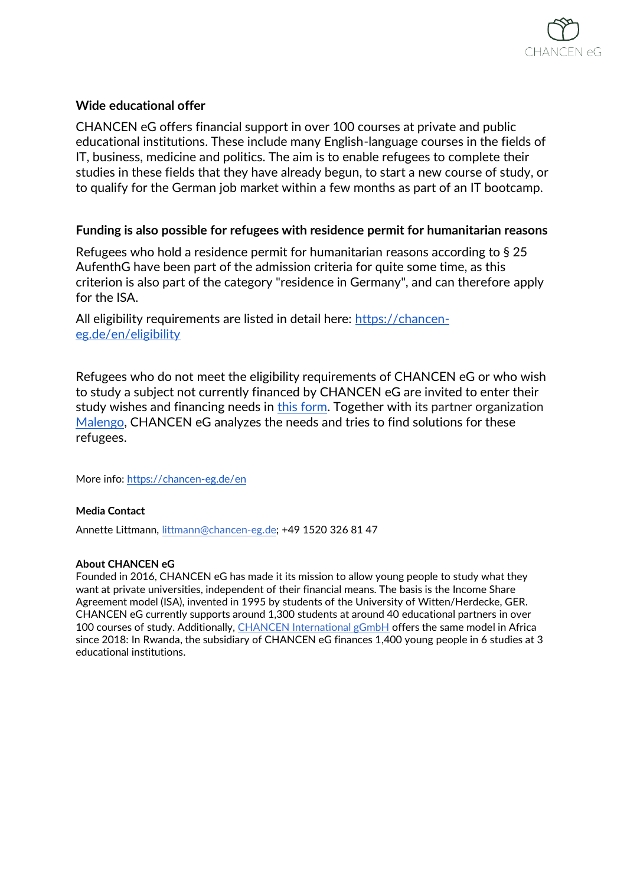### Wide educational offer

CHANCEN eG offers financial support in over 100 courses at private and public educational institutions. These include many English-language courses in the fields of IT, business, medicine and politics. The aim is to enable refugees to complete their studies in these fields that they have already begun, to start a new course of study, or to qualify for the German job market within a few months as part of an IT bootcamp.

### Funding is also possible for refugees with residence permit for humanitarian reasons

Refugees who hold a residence permit for humanitarian reasons according to § 25 AufenthG have been part of the admission criteria for quite some time, as this criterion is also part of the category "residence in Germany", and can therefore apply for the ISA.

All eligibility requirements are listed in detail here: [https://chancen-eg.de/en/eligibility](https://chancen-eg.de/en/eligibility)

Refugees who do not meet the eligibility requirements of CHANCEN eG or who wish to study a subject not currently financed by CHANCEN eG are invited to enter their study wishes and financing needs in this form. Together with its partner organization Malengo, CHANCEN eG analyzes the needs and tries to find solutions for these refugees.

More info: [https://chancen-eg.de/en](https://chancen-eg.de/en)

**Media Contact**

Annette Littmann, littmann@chancen-eg.de; +49 1520 326 81 47

**About CHANCEN eG**

Founded in 2016, CHANCEN eG has made it its mission to allow young people to study what they want at private universities, independent of their financial means. The basis is the Income Share Agreement model (ISA), invented in 1995 by students of the University of Witten/Herdecke, GER. CHANCEN eG currently supports around 1,300 students at around 40 educational partners in over 100 courses of study. Additionally, CHANCEN International gGmbH offers the same model in Africa since 2018: In Rwanda, the subsidiary of CHANCEN eG finances 1,400 young people in 6 studies at 3 educational institutions.